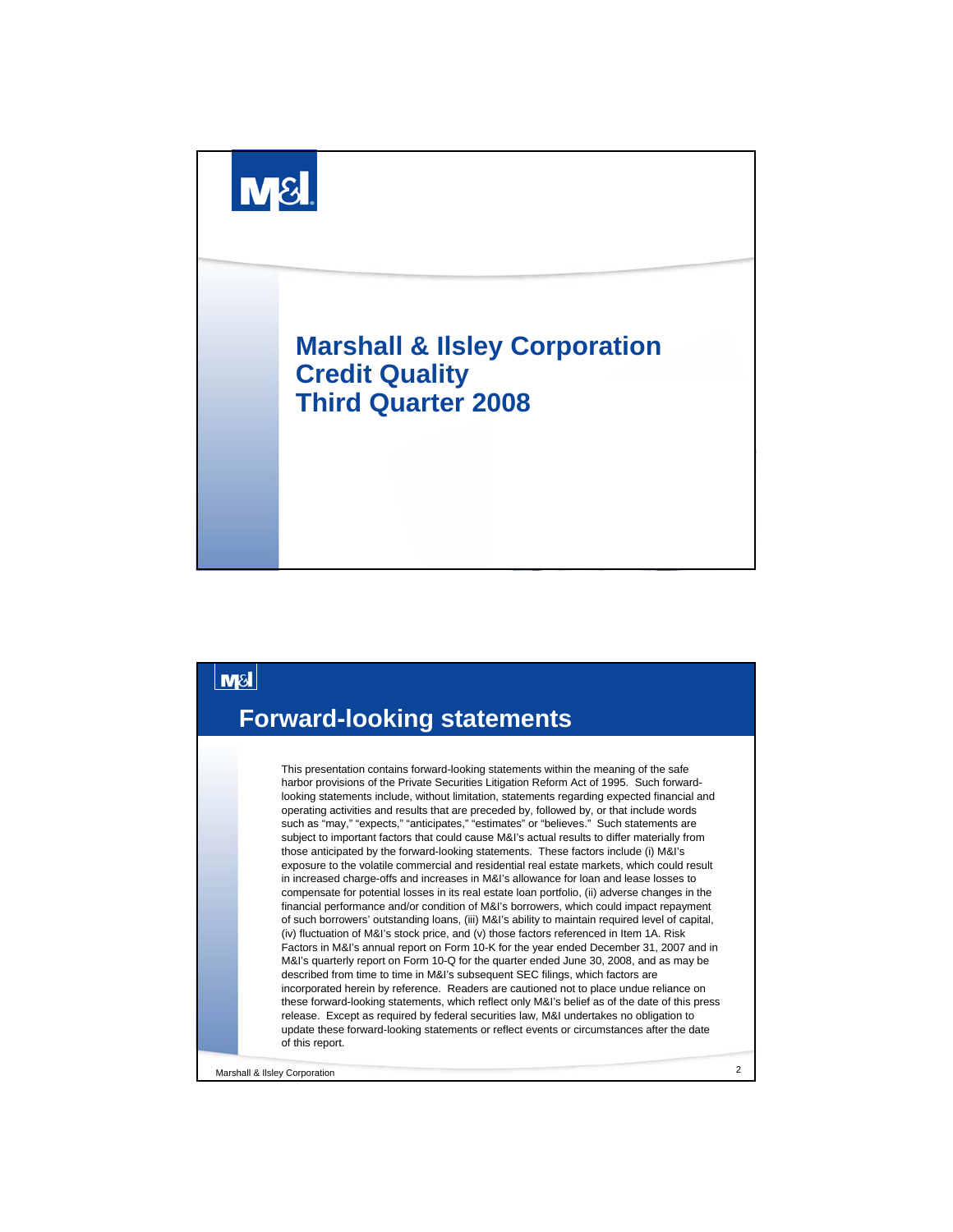# Marshall & Ilsley Corporation Credit Quality Third Quarter 2008

## Forward-looking statements

This presentation contains forward-looking statements within the meaning of the safe harbor provisions of the Private Securities Litigation Reform Act of 1995. Such forward-looking statements include, without limitation, statements regarding expected financial and operating activities and results that are preceded by, followed by, or that include words such as "may," "expects," "anticipates," "estimates" or "believes." Such statements are subject to important factors that could cause M&I's actual results to differ materially from those anticipated by the forward-looking statements. These factors include (i) M&I's exposure to the volatile commercial and residential real estate markets, which could result in increased charge-offs and increases in M&I's allowance for loan and lease losses to compensate for potential losses in its real estate loan portfolio, (ii) adverse changes in the financial performance and/or condition of M&I's borrowers, which could impact repayment of such borrowers' outstanding loans, (iii) M&I's ability to maintain required level of capital, (iv) fluctuation of M&I's stock price, and (v) those factors referenced in Item 1A. Risk Factors in M&I's annual report on Form 10-K for the year ended December 31, 2007 and in M&I's quarterly report on Form 10-Q for the quarter ended June 30, 2008, and as may be described from time to time in M&I's subsequent SEC filings, which factors are incorporated herein by reference. Readers are cautioned not to place undue reliance on these forward-looking statements, which reflect only M&I's belief as of the date of this press release. Except as required by federal securities law, M&I undertakes no obligation to update these forward-looking statements or reflect events or circumstances after the date of this report.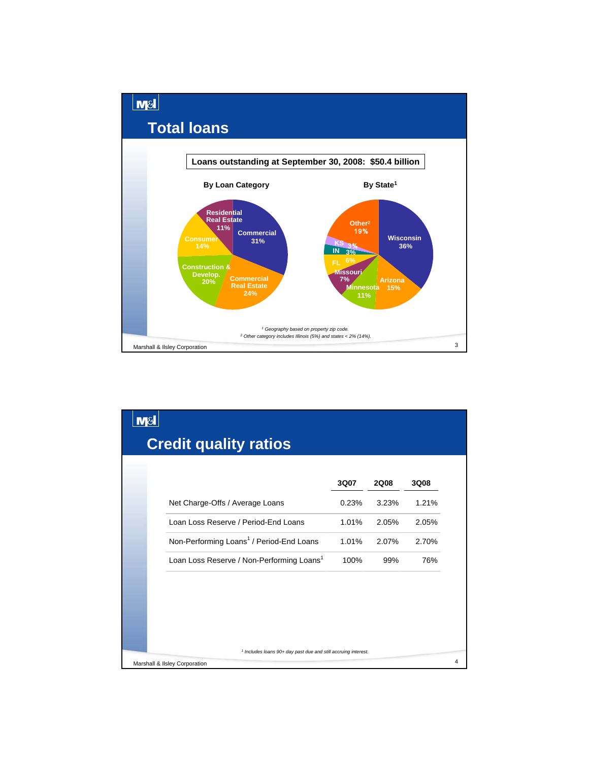# Total loans

**Loans outstanding at September 30, 2008: $50.4 billion**

### By Loan Category

| Category | Share |
|---|---|
| Commercial | 31% |
| Commercial Real Estate | 24% |
| Construction & Develop. | 20% |
| Consumer | 14% |
| Residential Real Estate | 11% |

### By State[1]

| State | Share |
|---|---|
| Wisconsin | 36% |
| Arizona | 15% |
| Minnesota | 11% |
| Missouri | 7% |
| FL | 6% |
| IN | 3% |
| KS | 3% |
| Other[2] | 19% |

*[1] Geography based on property zip code.*
*[2] Other category includes Illinois (5%) and states < 2% (14%).*

Marshall & Ilsley Corporation

# Credit quality ratios

| | 3Q07 | 2Q08 | 3Q08 |
|---|---|---|---|
| Net Charge-Offs / Average Loans | 0.23% | 3.23% | 1.21% |
| Loan Loss Reserve / Period-End Loans | 1.01% | 2.05% | 2.05% |
| Non-Performing Loans[1] / Period-End Loans | 1.01% | 2.07% | 2.70% |
| Loan Loss Reserve / Non-Performing Loans[1] | 100% | 99% | 76% |

*[1] Includes loans 90+ day past due and still accruing interest.*

Marshall & Ilsley Corporation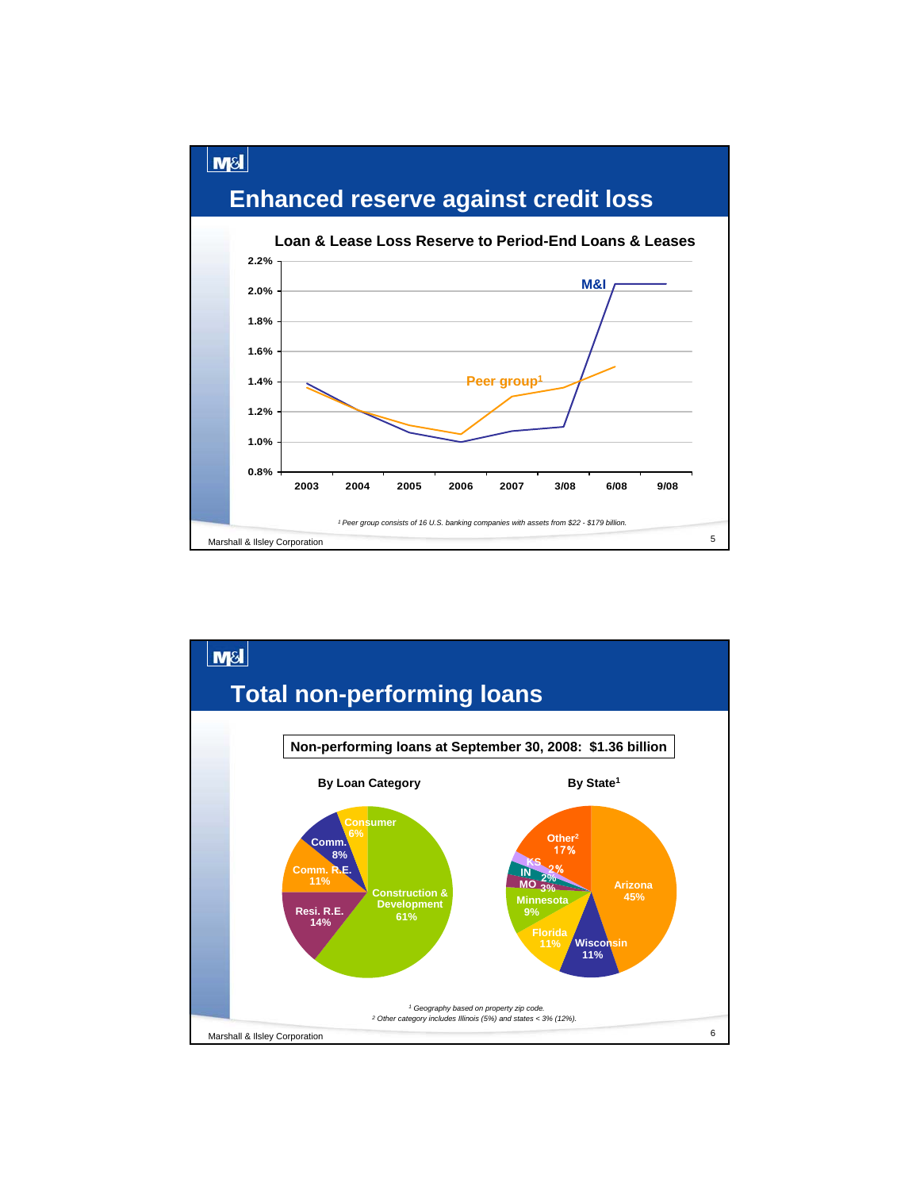# Enhanced reserve against credit loss

## Loan & Lease Loss Reserve to Period-End Loans & Leases

| | 2003 | 2004 | 2005 | 2006 | 2007 | 3/08 | 6/08 | 9/08 |
|---|---|---|---|---|---|---|---|---|
| M&I | | | | | | | | |
| Peer group[1] | | | | | | | | |

*[1] Peer group consists of 16 U.S. banking companies with assets from $22 - $179 billion.*

# Total non-performing loans

**Non-performing loans at September 30, 2008: $1.36 billion**

### By Loan Category

| Category | % |
|---|---|
| Construction & Development | 61% |
| Resi. R.E. | 14% |
| Comm. R.E. | 11% |
| Comm. | 8% |
| Consumer | 6% |

### By State[1]

| State | % |
|---|---|
| Arizona | 45% |
| Wisconsin | 11% |
| Florida | 11% |
| Minnesota | 9% |
| MO | 3% |
| IN | 2% |
| KS | 2% |
| Other[2] | 17% |

*[1] Geography based on property zip code.*
*[2] Other category includes Illinois (5%) and states < 3% (12%).*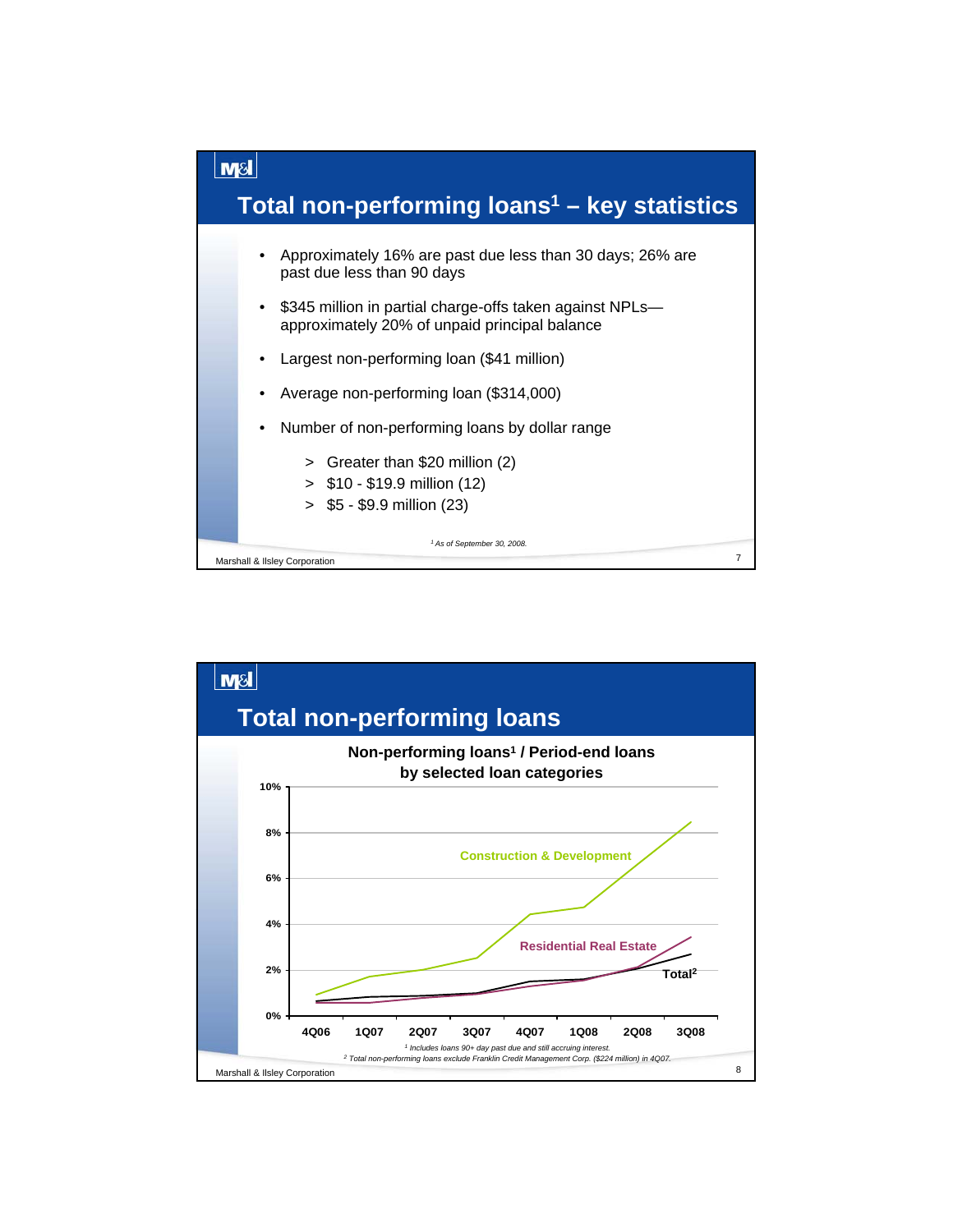# Total non-performing loans[1] – key statistics

- Approximately 16% are past due less than 30 days; 26% are past due less than 90 days
- $345 million in partial charge-offs taken against NPLs—approximately 20% of unpaid principal balance
- Largest non-performing loan ($41 million)
- Average non-performing loan ($314,000)
- Number of non-performing loans by dollar range
  - > Greater than $20 million (2)
  - > $10 - $19.9 million (12)
  - > $5 - $9.9 million (23)

*[1] As of September 30, 2008.*

# Total non-performing loans

**Non-performing loans[1] / Period-end loans by selected loan categories**

Chart series: Construction & Development, Residential Real Estate, Total[2]

Y-axis: 0%, 2%, 4%, 6%, 8%, 10%

X-axis: 4Q06, 1Q07, 2Q07, 3Q07, 4Q07, 1Q08, 2Q08, 3Q08

*[1] Includes loans 90+ day past due and still accruing interest.*
*[2] Total non-performing loans exclude Franklin Credit Management Corp. ($224 million) in 4Q07.*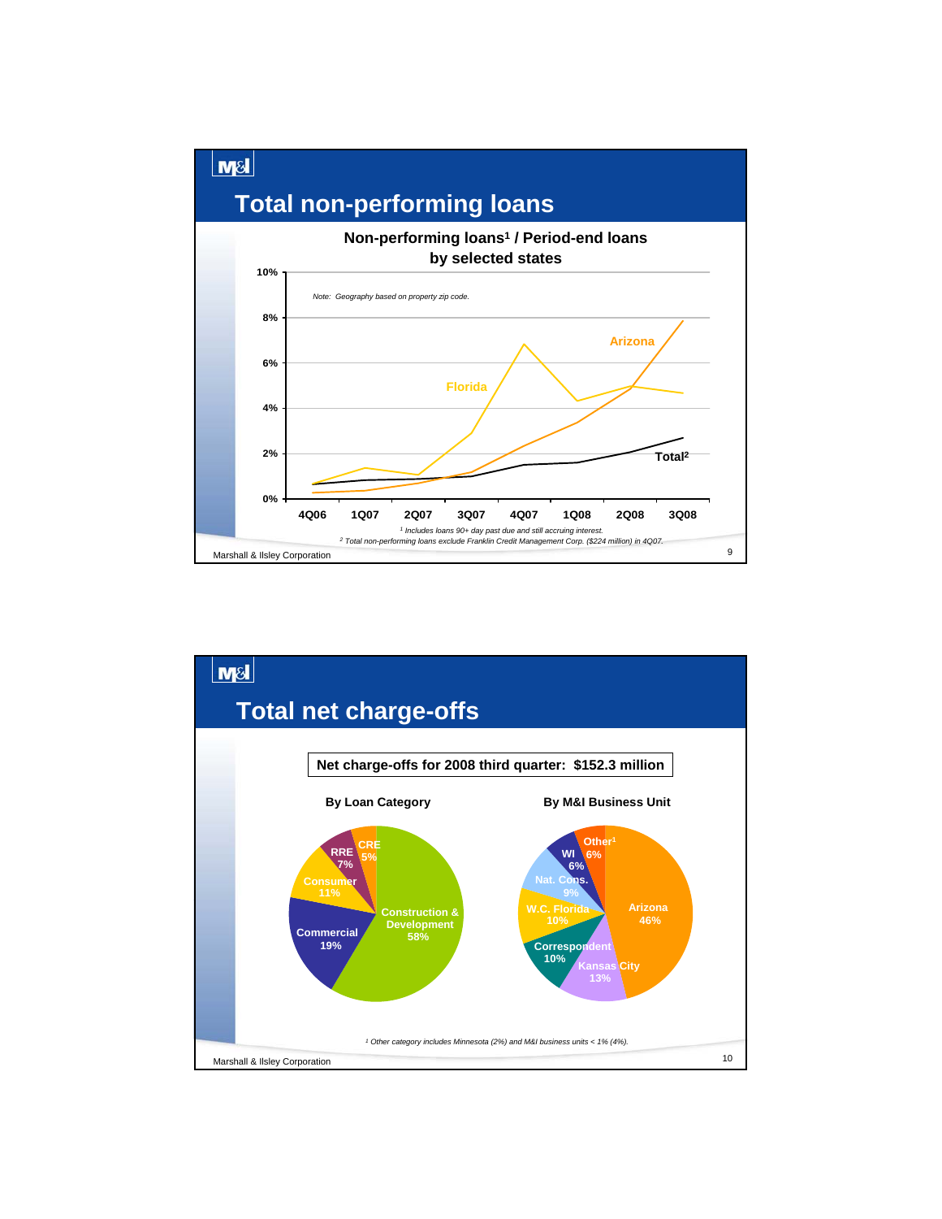# Total non-performing loans

**Non-performing loans[1] / Period-end loans by selected states**

*Note: Geography based on property zip code.*

| | 4Q06 | 1Q07 | 2Q07 | 3Q07 | 4Q07 | 1Q08 | 2Q08 | 3Q08 |
|---|---|---|---|---|---|---|---|---|
| Florida | ~0.7% | ~1.4% | ~1.1% | ~2.9% | ~6.8% | ~4.3% | ~5.0% | ~4.7% |
| Arizona | ~0.3% | ~0.4% | ~0.7% | ~1.2% | ~2.4% | ~3.4% | ~4.8% | ~7.9% |
| Total[2] | ~0.6% | ~0.8% | ~0.9% | ~1.0% | ~1.5% | ~1.6% | ~2.1% | ~2.7% |

*[1] Includes loans 90+ day past due and still accruing interest.*
*[2] Total non-performing loans exclude Franklin Credit Management Corp. ($224 million) in 4Q07.*

Marshall & Ilsley Corporation

# Total net charge-offs

**Net charge-offs for 2008 third quarter: $152.3 million**

**By Loan Category**

| Category | % |
|---|---|
| Construction & Development | 58% |
| Commercial | 19% |
| Consumer | 11% |
| RRE | 7% |
| CRE | 5% |

**By M&I Business Unit**

| Business Unit | % |
|---|---|
| Arizona | 46% |
| Kansas City | 13% |
| Correspondent | 10% |
| W.C. Florida | 10% |
| Nat. Cons. | 9% |
| WI | 6% |
| Other[1] | 6% |

*[1] Other category includes Minnesota (2%) and M&I business units < 1% (4%).*

Marshall & Ilsley Corporation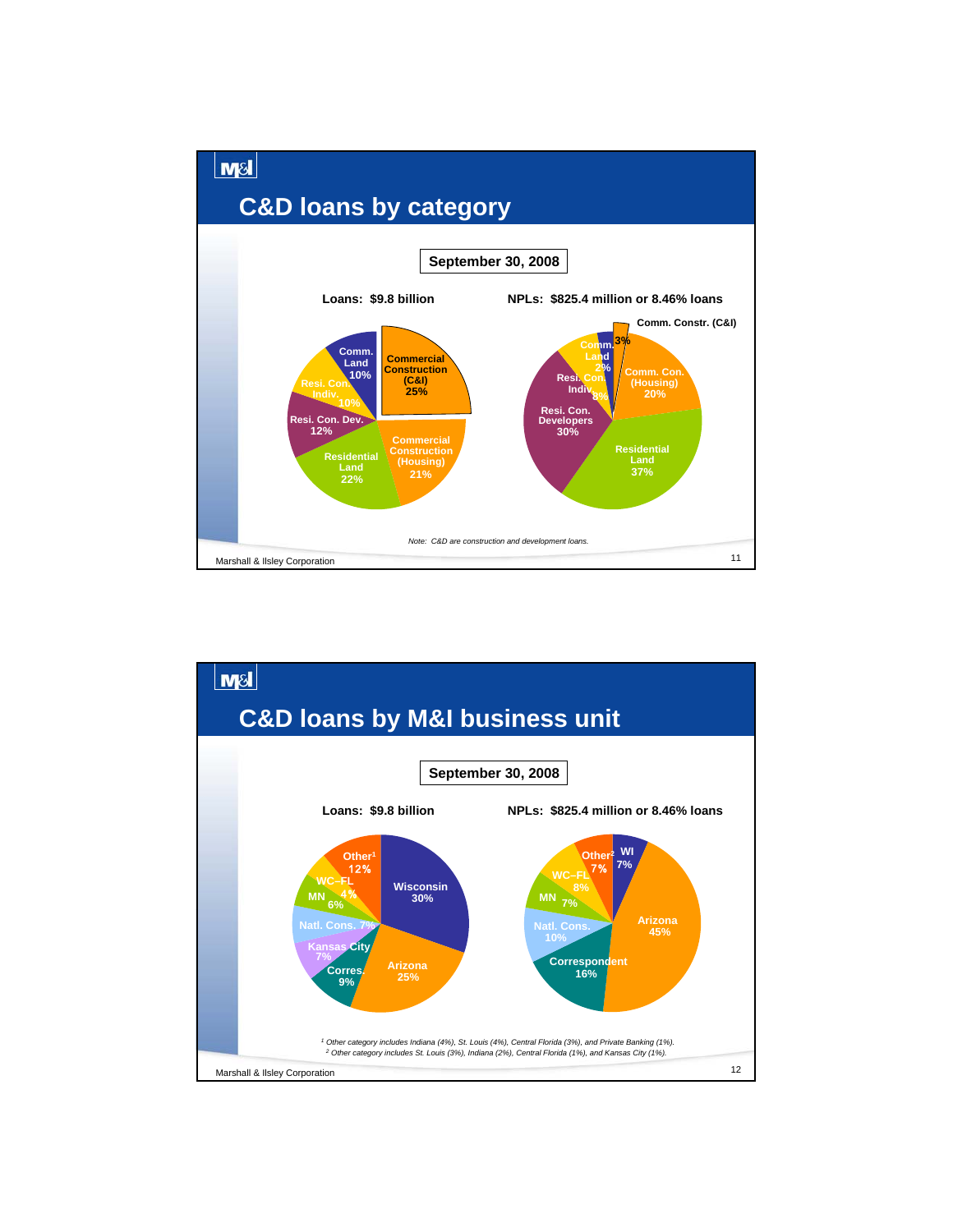## C&D loans by category

**September 30, 2008**

**Loans: $9.8 billion**

| Category | % |
|---|---|
| Commercial Construction (C&I) | 25% |
| Commercial Construction (Housing) | 21% |
| Residential Land | 22% |
| Resi. Con. Dev. | 12% |
| Resi. Con. Indiv. | 10% |
| Comm. Land | 10% |

**NPLs: $825.4 million or 8.46% loans**

| Category | % |
|---|---|
| Comm. Constr. (C&I) | 3% |
| Comm. Con. (Housing) | 20% |
| Residential Land | 37% |
| Resi. Con. Developers | 30% |
| Resi. Con. Indiv. | 8% |
| Comm. Land | 2% |

*Note: C&D are construction and development loans.*

## C&D loans by M&I business unit

**September 30, 2008**

**Loans: $9.8 billion**

| Business Unit | % |
|---|---|
| Wisconsin | 30% |
| Arizona | 25% |
| Corres. | 9% |
| Kansas City | 7% |
| Natl. Cons. | 7% |
| MN | 6% |
| WC–FL | 4% |
| Other[1] | 12% |

**NPLs: $825.4 million or 8.46% loans**

| Business Unit | % |
|---|---|
| WI | 7% |
| Arizona | 45% |
| Correspondent | 16% |
| Natl. Cons. | 10% |
| MN | 7% |
| WC–FL | 8% |
| Other[2] | 7% |

*[1] Other category includes Indiana (4%), St. Louis (4%), Central Florida (3%), and Private Banking (1%).*
*[2] Other category includes St. Louis (3%), Indiana (2%), Central Florida (1%), and Kansas City (1%).*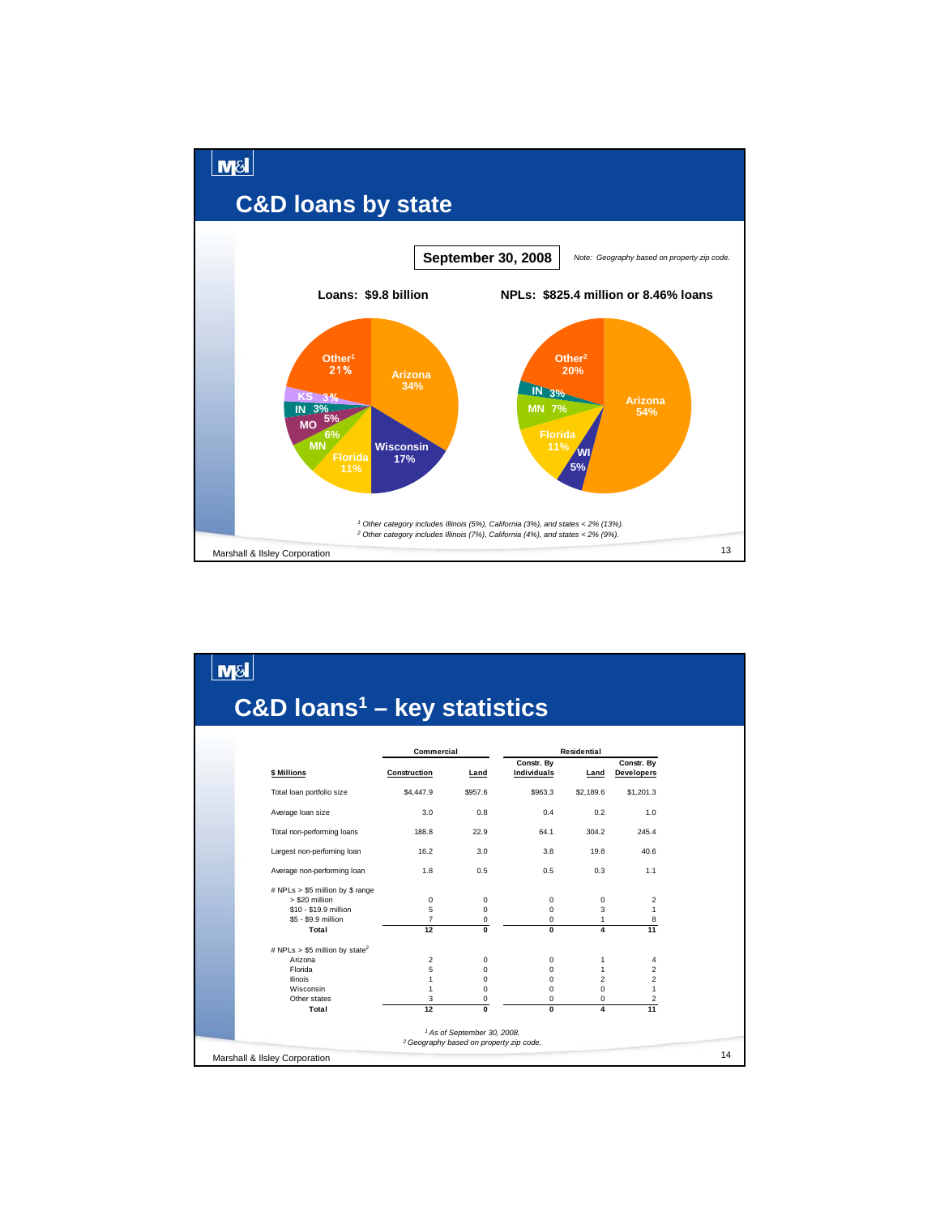## C&D loans by state

**September 30, 2008**

*Note: Geography based on property zip code.*

**Loans: $9.8 billion**

| State | Share |
|---|---|
| Arizona | 34% |
| Wisconsin | 17% |
| Florida | 11% |
| MN | 6% |
| MO | 5% |
| IN | 3% |
| KS | 3% |
| Other[1] | 21% |

**NPLs: $825.4 million or 8.46% loans**

| State | Share |
|---|---|
| Arizona | 54% |
| WI | 5% |
| Florida | 11% |
| MN | 7% |
| IN | 3% |
| Other[2] | 20% |

*[1] Other category includes Illinois (5%), California (3%), and states < 2% (13%).*
*[2] Other category includes Illinois (7%), California (4%), and states < 2% (9%).*

## C&D loans[1] – key statistics

| | Commercial | | Residential | | |
|---|---|---|---|---|---|
| **$ Millions** | **Construction** | **Land** | **Constr. By Individuals** | **Land** | **Constr. By Developers** |
| Total loan portfolio size | $4,447.9 | $957.6 | $963.3 | $2,189.6 | $1,201.3 |
| Average loan size | 3.0 | 0.8 | 0.4 | 0.2 | 1.0 |
| Total non-performing loans | 188.8 | 22.9 | 64.1 | 304.2 | 245.4 |
| Largest non-performing loan | 16.2 | 3.0 | 3.8 | 19.8 | 40.6 |
| Average non-performing loan | 1.8 | 0.5 | 0.5 | 0.3 | 1.1 |
| # NPLs > $5 million by $ range | | | | | |
| > $20 million | 0 | 0 | 0 | 0 | 2 |
| $10 - $19.9 million | 5 | 0 | 0 | 3 | 1 |
| $5 - $9.9 million | 7 | 0 | 0 | 1 | 8 |
| **Total** | **12** | **0** | **0** | **4** | **11** |
| # NPLs > $5 million by state[2] | | | | | |
| Arizona | 2 | 0 | 0 | 1 | 4 |
| Florida | 5 | 0 | 0 | 1 | 2 |
| Ilinois | 1 | 0 | 0 | 2 | 2 |
| Wisconsin | 1 | 0 | 0 | 0 | 1 |
| Other states | 3 | 0 | 0 | 0 | 2 |
| **Total** | **12** | **0** | **0** | **4** | **11** |

*[1] As of September 30, 2008.*
*[2] Geography based on property zip code.*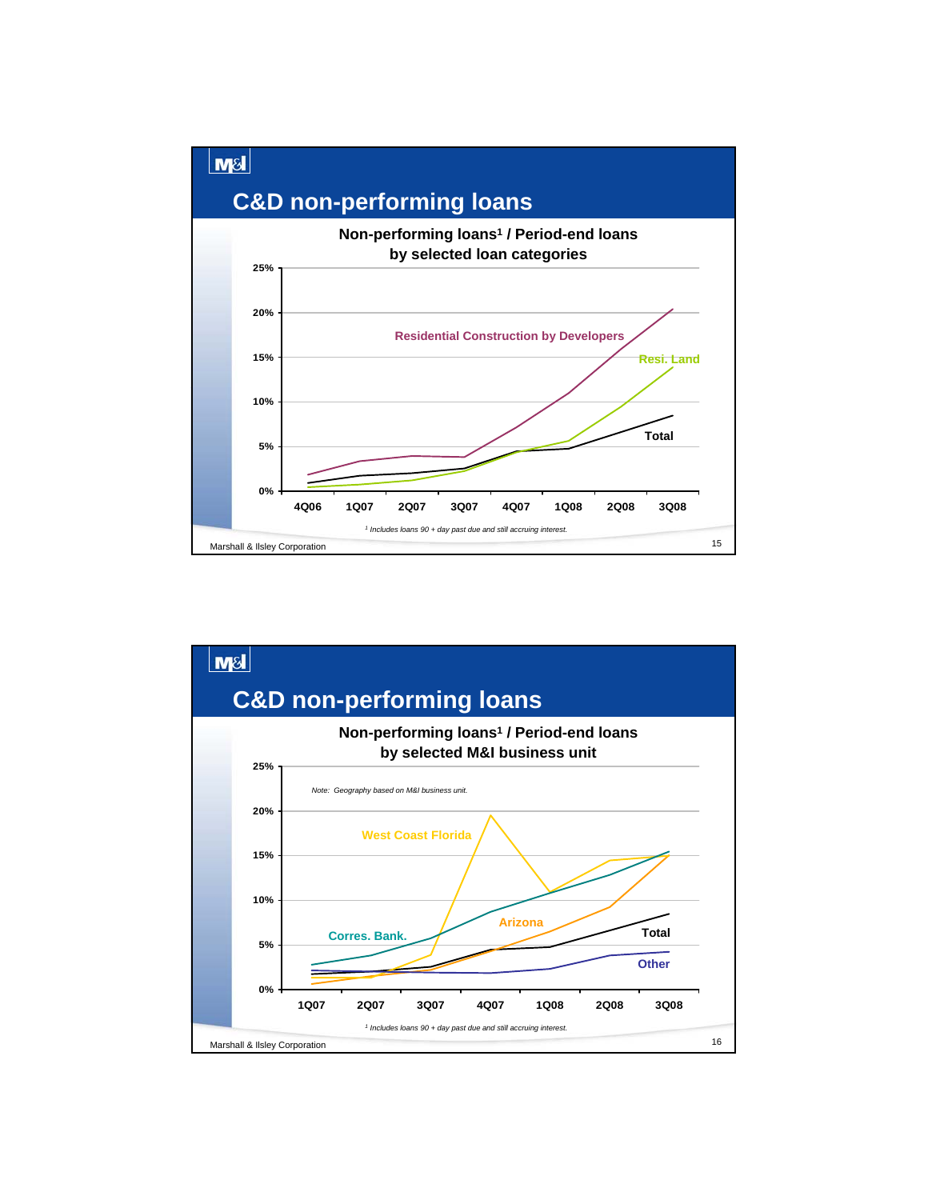## C&D non-performing loans

**Non-performing loans[1] / Period-end loans by selected loan categories**

25%
20%
15%
10%
5%
0%

Residential Construction by Developers

Resi. Land

Total

4Q06 1Q07 2Q07 3Q07 4Q07 1Q08 2Q08 3Q08

*[1] Includes loans 90 + day past due and still accruing interest.*

Marshall & Ilsley Corporation

## C&D non-performing loans

**Non-performing loans[1] / Period-end loans by selected M&I business unit**

*Note: Geography based on M&I business unit.*

25%
20%
15%
10%
5%
0%

West Coast Florida

Corres. Bank.

Arizona

Total

Other

1Q07 2Q07 3Q07 4Q07 1Q08 2Q08 3Q08

*[1] Includes loans 90 + day past due and still accruing interest.*

Marshall & Ilsley Corporation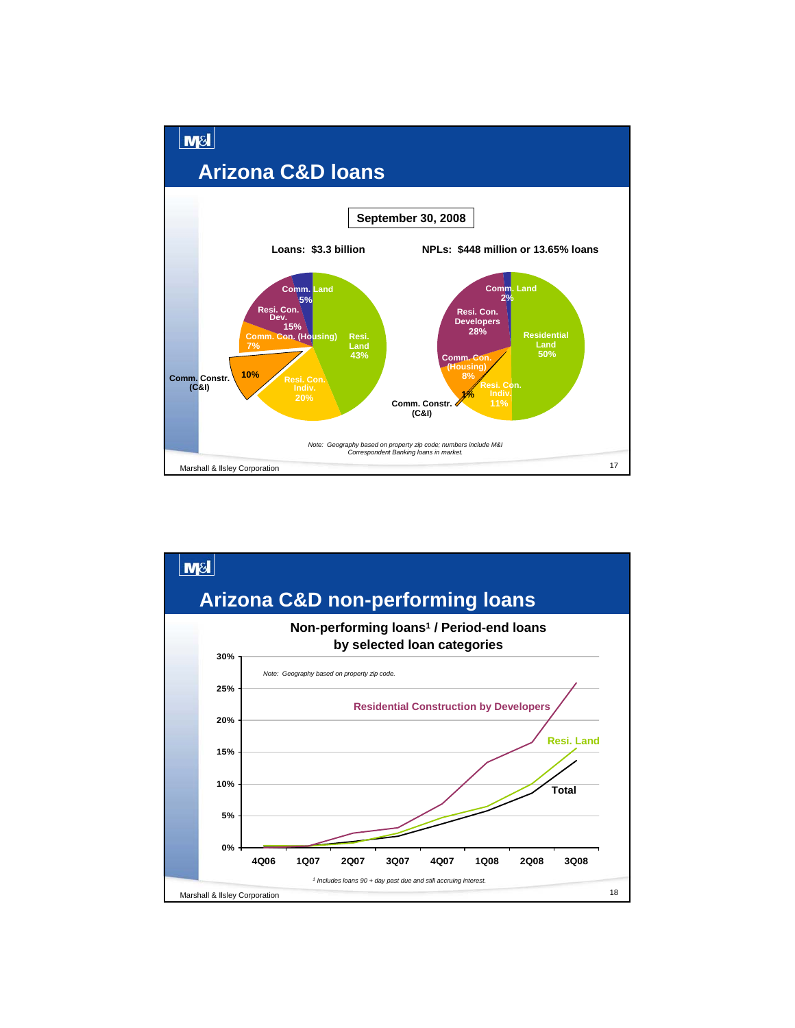## Arizona C&D loans

**September 30, 2008**

**Loans: $3.3 billion**

- Resi. Land 43%
- Resi. Con. Indiv. 20%
- Comm. Constr. (C&I) 10%
- Comm. Con. (Housing) 7%
- Resi. Con. Dev. 15%
- Comm. Land 5%

**NPLs: $448 million or 13.65% loans**

- Residential Land 50%
- Resi. Con. Indiv. 11%
- Comm. Constr. (C&I) 1%
- Comm. Con. (Housing) 8%
- Resi. Con. Developers 28%
- Comm. Land 2%

*Note: Geography based on property zip code; numbers include M&I Correspondent Banking loans in market.*

Marshall & Ilsley Corporation

## Arizona C&D non-performing loans

**Non-performing loans[1] / Period-end loans by selected loan categories**

*Note: Geography based on property zip code.*

Series: Residential Construction by Developers; Resi. Land; Total

Y-axis: 0% – 30%

X-axis: 4Q06, 1Q07, 2Q07, 3Q07, 4Q07, 1Q08, 2Q08, 3Q08

*[1] Includes loans 90 + day past due and still accruing interest.*

Marshall & Ilsley Corporation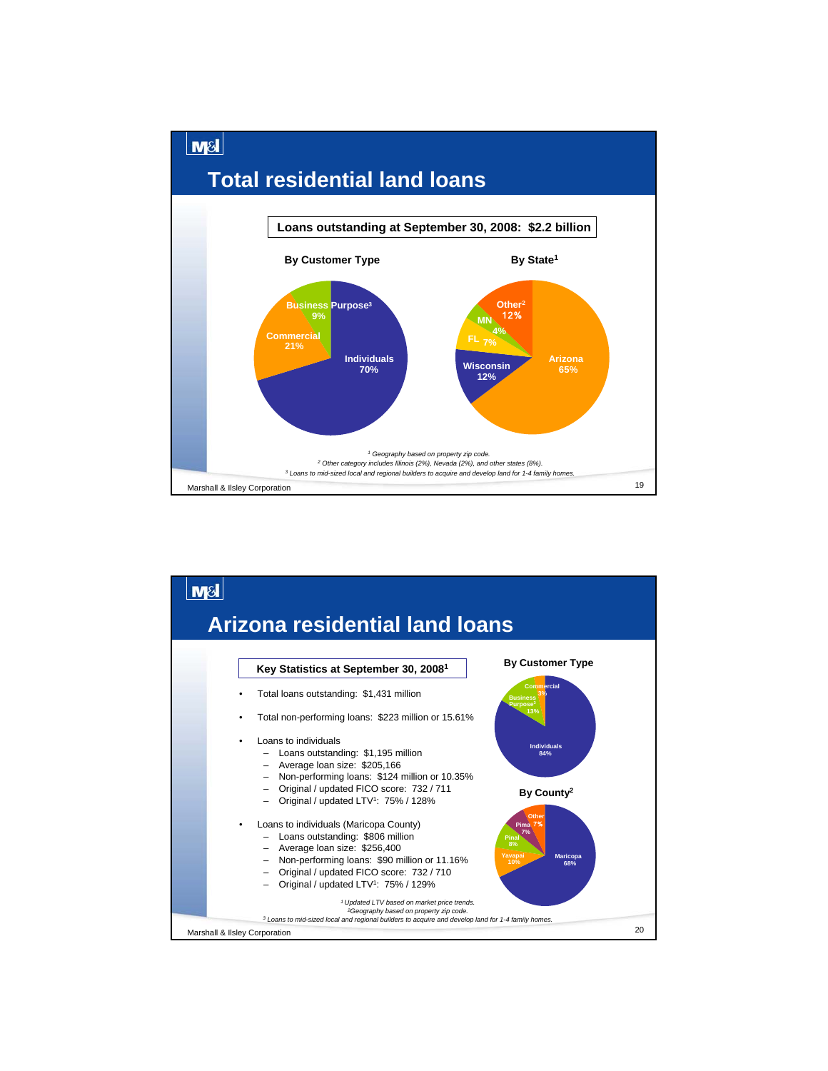# Total residential land loans

**Loans outstanding at September 30, 2008: $2.2 billion**

**By Customer Type**

| Customer Type | Share |
|---|---|
| Individuals | 70% |
| Commercial | 21% |
| Business Purpose[3] | 9% |

**By State[1]**

| State | Share |
|---|---|
| Arizona | 65% |
| Wisconsin | 12% |
| FL | 7% |
| MN | 4% |
| Other[2] | 12% |

*[1] Geography based on property zip code.*
*[2] Other category includes Illinois (2%), Nevada (2%), and other states (8%).*
*[3] Loans to mid-sized local and regional builders to acquire and develop land for 1-4 family homes.*

Marshall & Ilsley Corporation

# Arizona residential land loans

**Key Statistics at September 30, 2008[1]**

- Total loans outstanding: $1,431 million
- Total non-performing loans: $223 million or 15.61%
- Loans to individuals
  - Loans outstanding: $1,195 million
  - Average loan size: $205,166
  - Non-performing loans: $124 million or 10.35%
  - Original / updated FICO score: 732 / 711
  - Original / updated LTV[1]: 75% / 128%
- Loans to individuals (Maricopa County)
  - Loans outstanding: $806 million
  - Average loan size: $256,400
  - Non-performing loans: $90 million or 11.16%
  - Original / updated FICO score: 732 / 710
  - Original / updated LTV[1]: 75% / 129%

**By Customer Type**

| Customer Type | Share |
|---|---|
| Individuals | 84% |
| Business Purpose[3] | 13% |
| Commercial | 3% |

**By County[2]**

| County | Share |
|---|---|
| Maricopa | 68% |
| Yavapai | 10% |
| Pinal | 8% |
| Pima | 7% |
| Other | 7% |

*[1] Updated LTV based on market price trends.*
*[2] Geography based on property zip code.*
*[3] Loans to mid-sized local and regional builders to acquire and develop land for 1-4 family homes.*

Marshall & Ilsley Corporation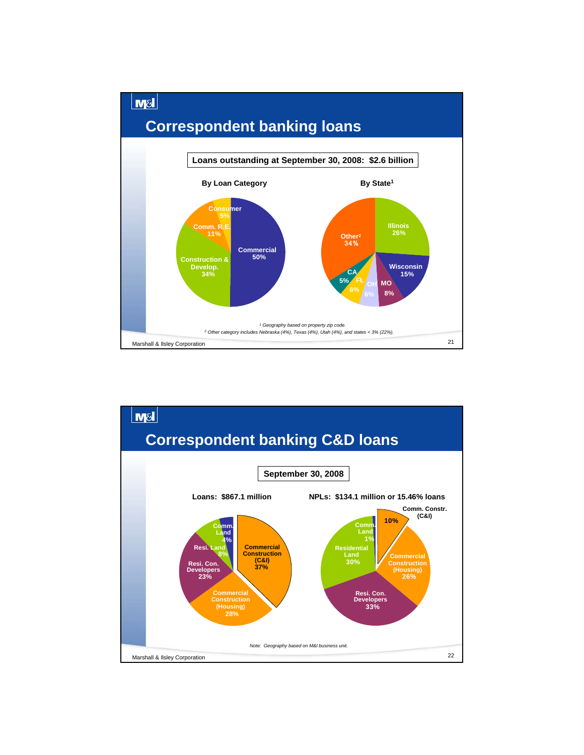# Correspondent banking loans

**Loans outstanding at September 30, 2008: $2.6 billion**

### By Loan Category

| Category | % |
|---|---|
| Commercial | 50% |
| Construction & Develop. | 34% |
| Comm. R.E. | 11% |
| Consumer | 5% |

### By State[1]

| State | % |
|---|---|
| Illinois | 26% |
| Wisconsin | 15% |
| MO | 8% |
| OH | 6% |
| FL | 6% |
| CA | 5% |
| Other[2] | 34% |

*[1] Geography based on property zip code.*

*[2] Other category includes Nebraska (4%), Texas (4%), Utah (4%), and states < 3% (22%).*

Marshall & Ilsley Corporation

# Correspondent banking C&D loans

**September 30, 2008**

### Loans: $867.1 million

| Category | % |
|---|---|
| Commercial Construction (C&I) | 37% |
| Commercial Construction (Housing) | 28% |
| Resi. Con. Developers | 23% |
| Resi. Land | 8% |
| Comm. Land | 4% |

### NPLs: $134.1 million or 15.46% loans

| Category | % |
|---|---|
| Comm. Constr. (C&I) | 10% |
| Commercial Construction (Housing) | 26% |
| Resi. Con. Developers | 33% |
| Residential Land | 30% |
| Comm. Land | 1% |

*Note: Geography based on M&I business unit.*

Marshall & Ilsley Corporation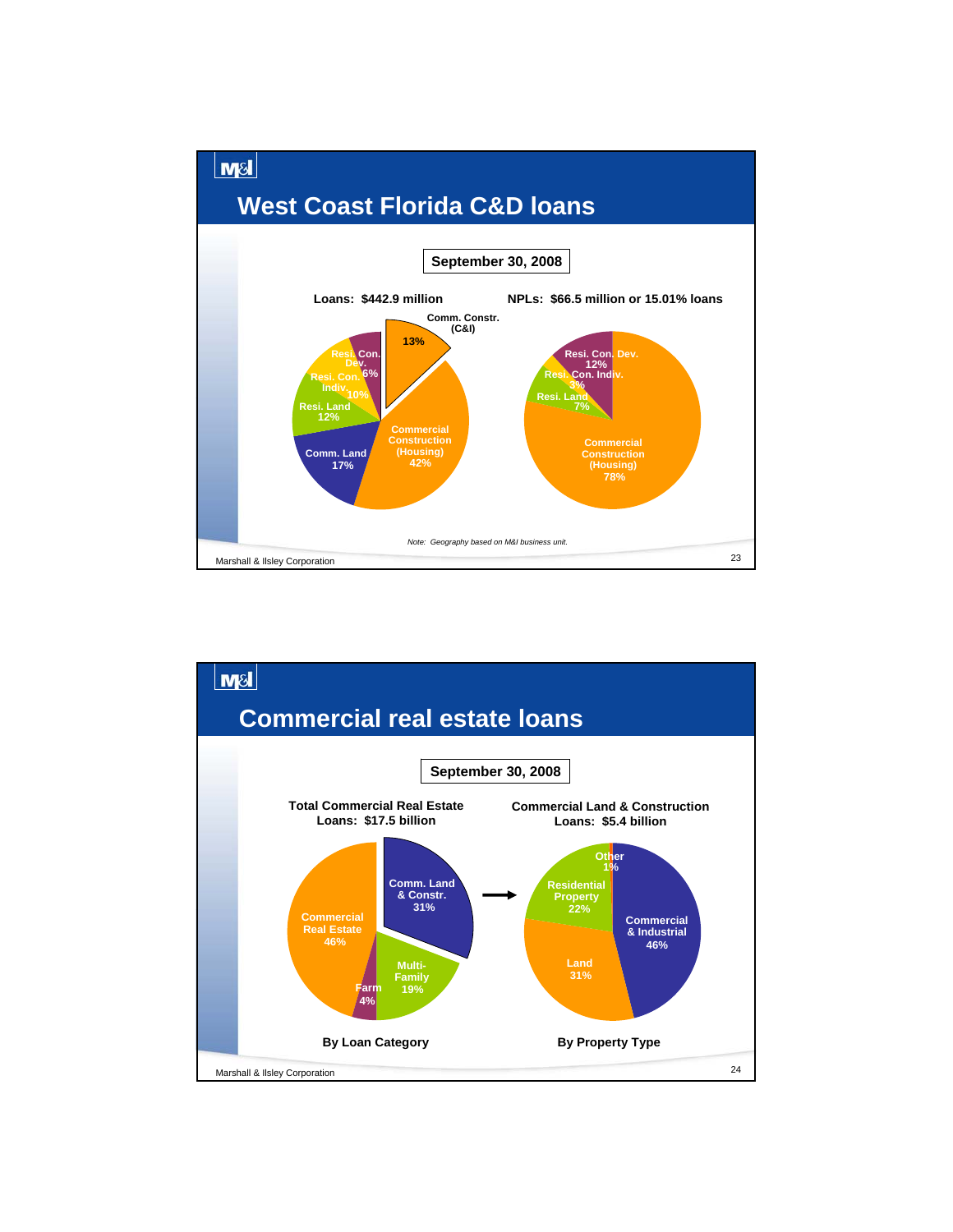# West Coast Florida C&D loans

**September 30, 2008**

**Loans: $442.9 million**

| Category | % |
|---|---|
| Comm. Constr. (C&I) | 13% |
| Commercial Construction (Housing) | 42% |
| Comm. Land | 17% |
| Resi. Land | 12% |
| Resi. Con. Indiv. | 10% |
| Resi. Con. Dev. | 6% |

**NPLs: $66.5 million or 15.01% loans**

| Category | % |
|---|---|
| Commercial Construction (Housing) | 78% |
| Resi. Con. Dev. | 12% |
| Resi. Con. Indiv. | 3% |
| Resi. Land | 7% |

*Note: Geography based on M&I business unit.*

# Commercial real estate loans

**September 30, 2008**

**Total Commercial Real Estate Loans: $17.5 billion**

| By Loan Category | % |
|---|---|
| Comm. Land & Constr. | 31% |
| Multi-Family | 19% |
| Farm | 4% |
| Commercial Real Estate | 46% |

**Commercial Land & Construction Loans: $5.4 billion**

| By Property Type | % |
|---|---|
| Commercial & Industrial | 46% |
| Land | 31% |
| Residential Property | 22% |
| Other | 1% |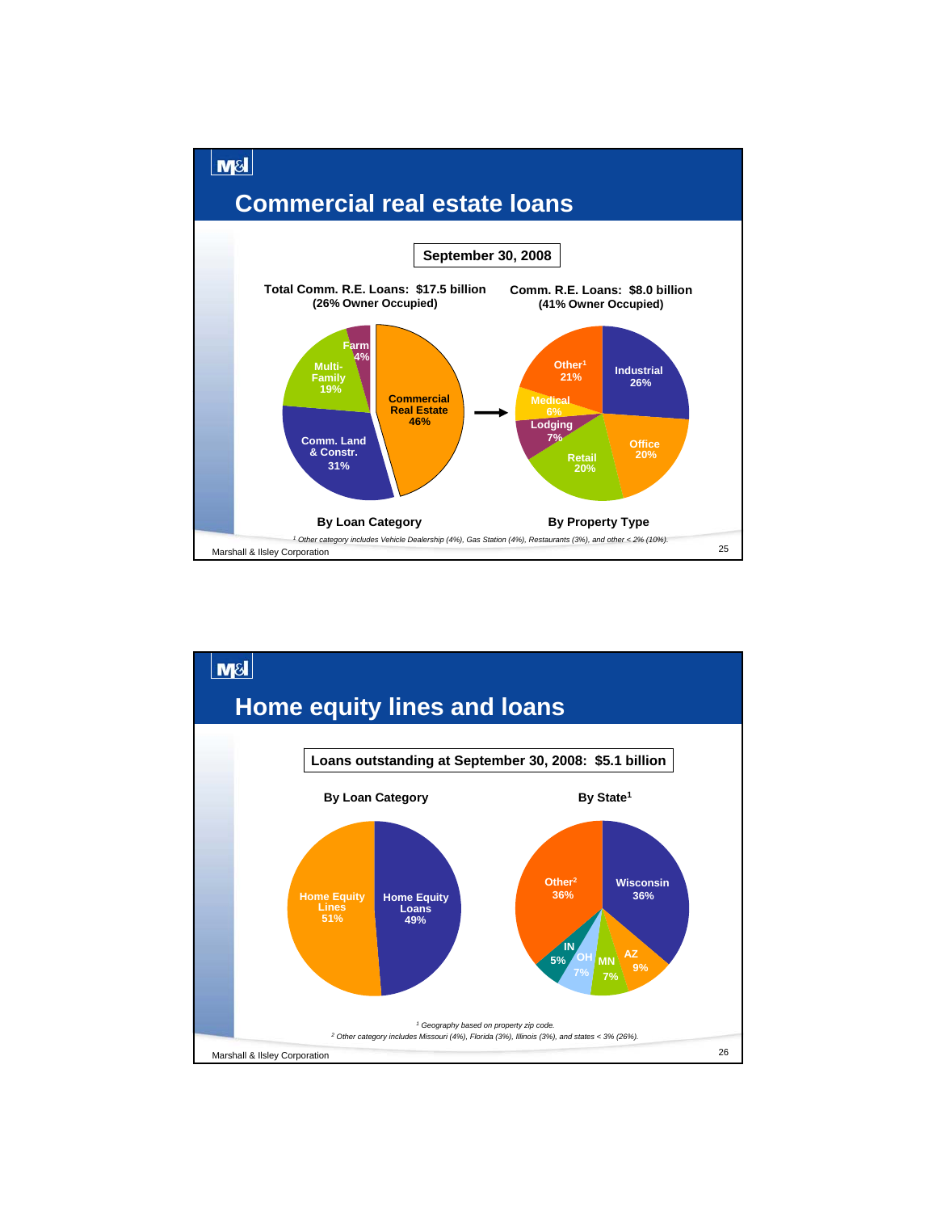## Commercial real estate loans

**September 30, 2008**

| Total Comm. R.E. Loans: $17.5 billion (26% Owner Occupied) | |
|---|---|
| Commercial Real Estate | 46% |
| Comm. Land & Constr. | 31% |
| Multi-Family | 19% |
| Farm | 4% |

**By Loan Category**

| Comm. R.E. Loans: $8.0 billion (41% Owner Occupied) | |
|---|---|
| Industrial | 26% |
| Office | 20% |
| Retail | 20% |
| Lodging | 7% |
| Medical | 6% |
| Other[1] | 21% |

**By Property Type**

*[1] Other category includes Vehicle Dealership (4%), Gas Station (4%), Restaurants (3%), and other < 2% (10%).*

Marshall & Ilsley Corporation

## Home equity lines and loans

**Loans outstanding at September 30, 2008: $5.1 billion**

**By Loan Category**

| Category | % |
|---|---|
| Home Equity Lines | 51% |
| Home Equity Loans | 49% |

**By State[1]**

| State | % |
|---|---|
| Wisconsin | 36% |
| AZ | 9% |
| MN | 7% |
| OH | 7% |
| IN | 5% |
| Other[2] | 36% |

*[1] Geography based on property zip code.*

*[2] Other category includes Missouri (4%), Florida (3%), Illinois (3%), and states < 3% (26%).*

Marshall & Ilsley Corporation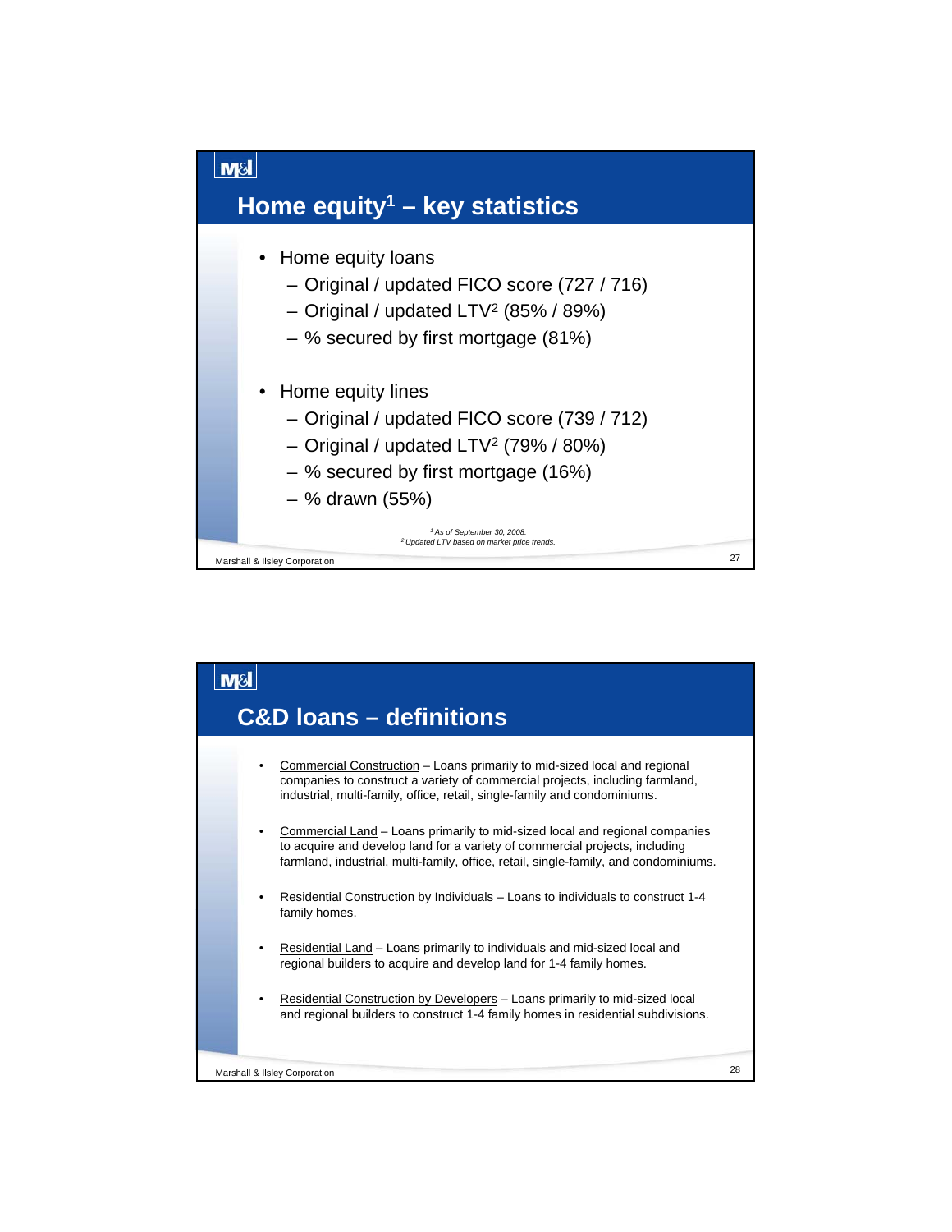## Home equity[1] – key statistics

- Home equity loans
  - Original / updated FICO score (727 / 716)
  - Original / updated LTV[2] (85% / 89%)
  - % secured by first mortgage (81%)

- Home equity lines
  - Original / updated FICO score (739 / 712)
  - Original / updated LTV[2] (79% / 80%)
  - % secured by first mortgage (16%)
  - % drawn (55%)

*[1] As of September 30, 2008.*
*[2] Updated LTV based on market price trends.*

## C&D loans – definitions

- Commercial Construction – Loans primarily to mid-sized local and regional companies to construct a variety of commercial projects, including farmland, industrial, multi-family, office, retail, single-family and condominiums.

- Commercial Land – Loans primarily to mid-sized local and regional companies to acquire and develop land for a variety of commercial projects, including farmland, industrial, multi-family, office, retail, single-family, and condominiums.

- Residential Construction by Individuals – Loans to individuals to construct 1-4 family homes.

- Residential Land – Loans primarily to individuals and mid-sized local and regional builders to acquire and develop land for 1-4 family homes.

- Residential Construction by Developers – Loans primarily to mid-sized local and regional builders to construct 1-4 family homes in residential subdivisions.